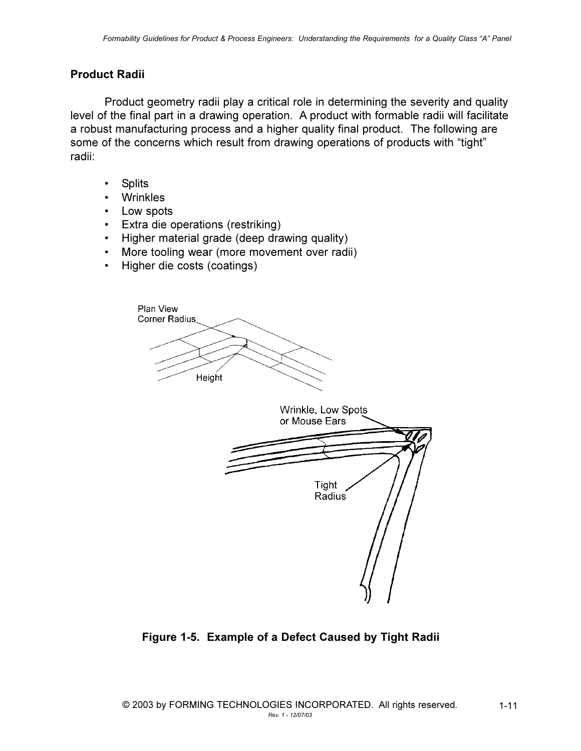## Product Radii

Product geometry radii play a critical role in determining the severity and quality level of the final part in a drawing operation. A product with formable radii will facilitate a robust manufacturing process and a higher quality final product. The following are some of the concerns which result from drawing operations of products with "tight" radii:

- Splits
- Wrinkles
- Low spots
- Extra die operations (restriking)
- Higher material grade (deep drawing quality)
- More tooling wear (more movement over radii)
- Higher die costs (coatings)

**Figure 1-5. Example of a Defect Caused by Tight Radii**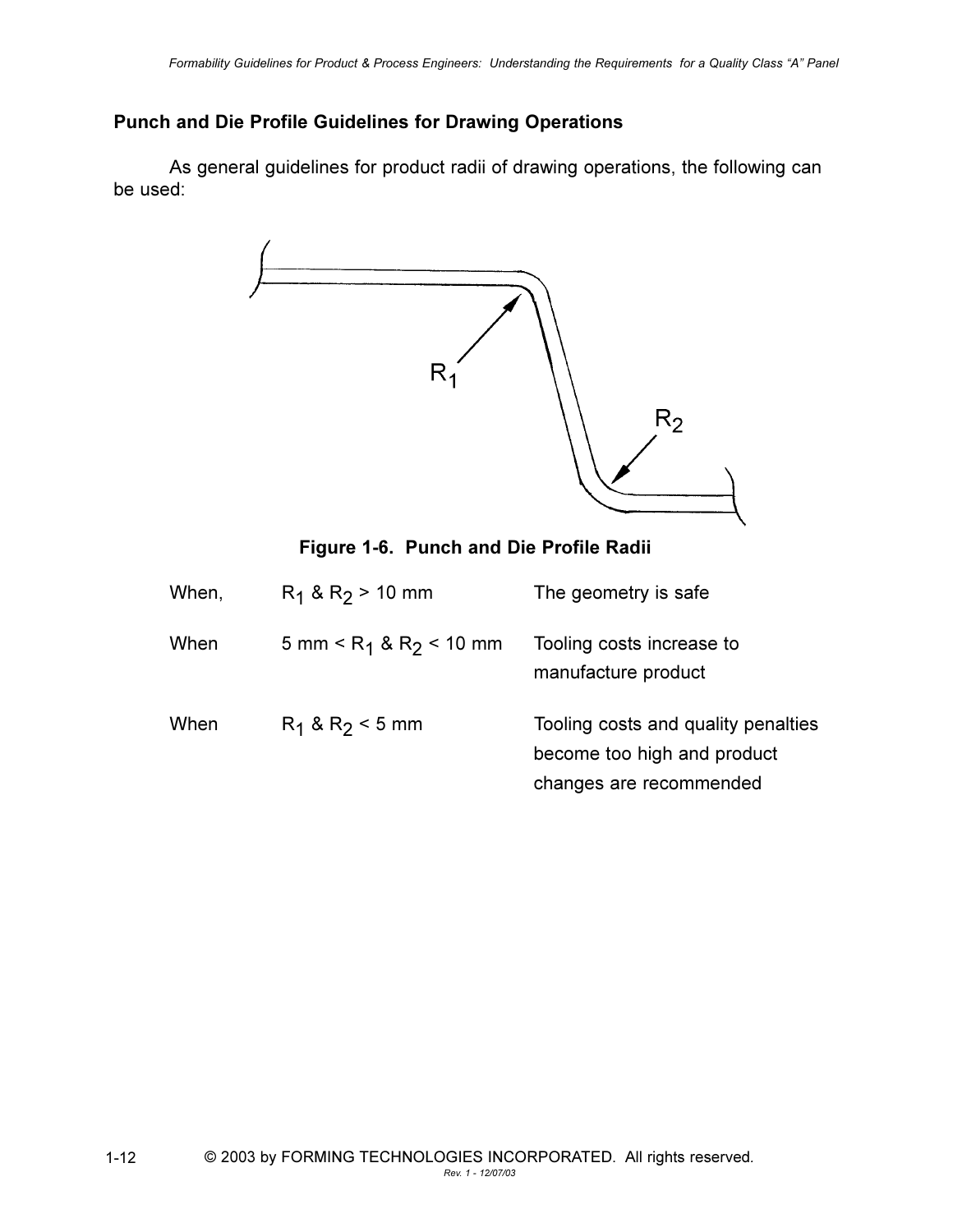## Punch and Die Profile Guidelines for Drawing Operations

As general guidelines for product radii of drawing operations, the following can be used:

$R_1$

$R_2$

**Figure 1-6. Punch and Die Profile Radii**

| | | |
|---|---|---|
| When, | $R_1$ & $R_2$ > 10 mm | The geometry is safe |
| When | 5 mm < $R_1$ & $R_2$ < 10 mm | Tooling costs increase to manufacture product |
| When | $R_1$ & $R_2$ < 5 mm | Tooling costs and quality penalties become too high and product changes are recommended |